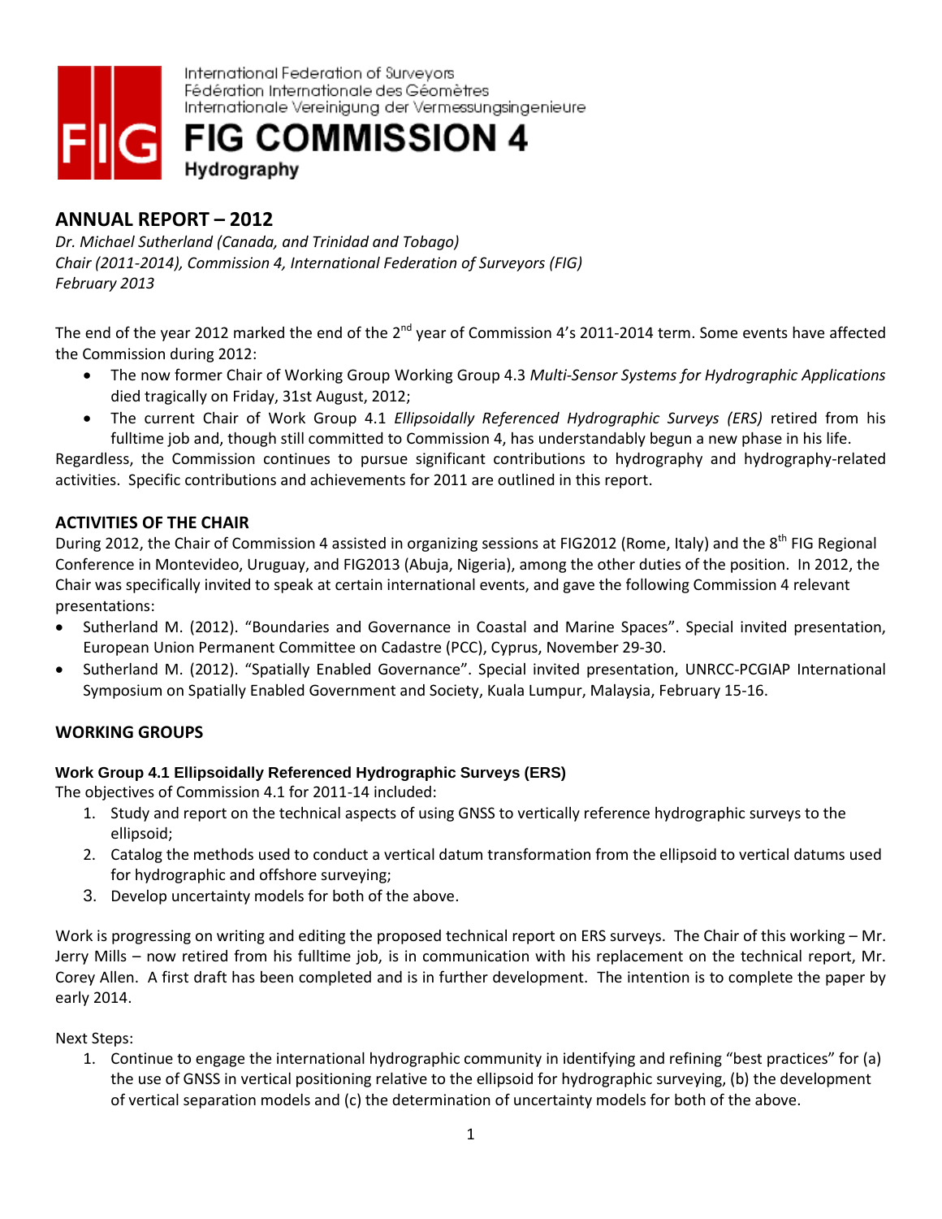International Federation of Surveyors
Fédération Internationale des Géomètres
Internationale Vereinigung der Vermessungsingenieure

# FIG COMMISSION 4

**Hydrography**

## ANNUAL REPORT – 2012

*Dr. Michael Sutherland (Canada, and Trinidad and Tobago)*
*Chair (2011-2014), Commission 4, International Federation of Surveyors (FIG)*
*February 2013*

The end of the year 2012 marked the end of the 2nd year of Commission 4's 2011-2014 term. Some events have affected the Commission during 2012:

- The now former Chair of Working Group Working Group 4.3 *Multi-Sensor Systems for Hydrographic Applications* died tragically on Friday, 31st August, 2012;
- The current Chair of Work Group 4.1 *Ellipsoidally Referenced Hydrographic Surveys (ERS)* retired from his fulltime job and, though still committed to Commission 4, has understandably begun a new phase in his life.

Regardless, the Commission continues to pursue significant contributions to hydrography and hydrography-related activities. Specific contributions and achievements for 2011 are outlined in this report.

## ACTIVITIES OF THE CHAIR

During 2012, the Chair of Commission 4 assisted in organizing sessions at FIG2012 (Rome, Italy) and the 8th FIG Regional Conference in Montevideo, Uruguay, and FIG2013 (Abuja, Nigeria), among the other duties of the position. In 2012, the Chair was specifically invited to speak at certain international events, and gave the following Commission 4 relevant presentations:

- Sutherland M. (2012). "Boundaries and Governance in Coastal and Marine Spaces". Special invited presentation, European Union Permanent Committee on Cadastre (PCC), Cyprus, November 29-30.
- Sutherland M. (2012). "Spatially Enabled Governance". Special invited presentation, UNRCC-PCGIAP International Symposium on Spatially Enabled Government and Society, Kuala Lumpur, Malaysia, February 15-16.

## WORKING GROUPS

### Work Group 4.1 Ellipsoidally Referenced Hydrographic Surveys (ERS)

The objectives of Commission 4.1 for 2011-14 included:

1. Study and report on the technical aspects of using GNSS to vertically reference hydrographic surveys to the ellipsoid;
2. Catalog the methods used to conduct a vertical datum transformation from the ellipsoid to vertical datums used for hydrographic and offshore surveying;
3. Develop uncertainty models for both of the above.

Work is progressing on writing and editing the proposed technical report on ERS surveys. The Chair of this working – Mr. Jerry Mills – now retired from his fulltime job, is in communication with his replacement on the technical report, Mr. Corey Allen. A first draft has been completed and is in further development. The intention is to complete the paper by early 2014.

Next Steps:

1. Continue to engage the international hydrographic community in identifying and refining "best practices" for (a) the use of GNSS in vertical positioning relative to the ellipsoid for hydrographic surveying, (b) the development of vertical separation models and (c) the determination of uncertainty models for both of the above.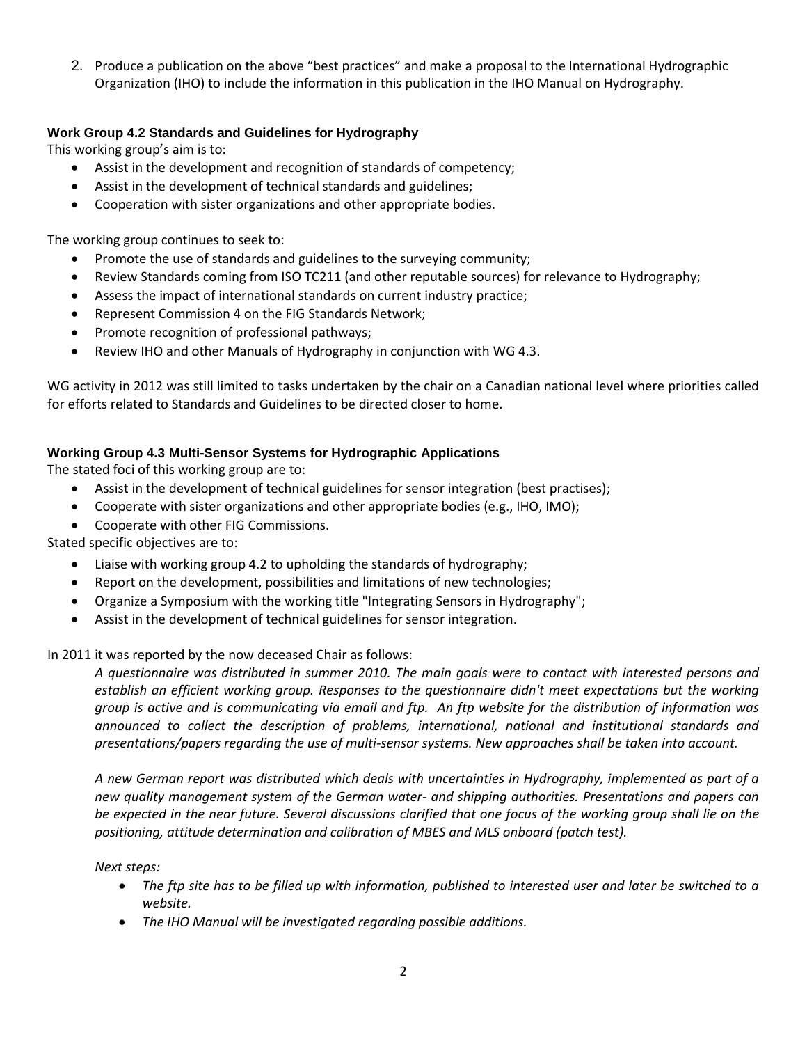2. Produce a publication on the above “best practices” and make a proposal to the International Hydrographic Organization (IHO) to include the information in this publication in the IHO Manual on Hydrography.

### Work Group 4.2 Standards and Guidelines for Hydrography

This working group’s aim is to:

- Assist in the development and recognition of standards of competency;
- Assist in the development of technical standards and guidelines;
- Cooperation with sister organizations and other appropriate bodies.

The working group continues to seek to:

- Promote the use of standards and guidelines to the surveying community;
- Review Standards coming from ISO TC211 (and other reputable sources) for relevance to Hydrography;
- Assess the impact of international standards on current industry practice;
- Represent Commission 4 on the FIG Standards Network;
- Promote recognition of professional pathways;
- Review IHO and other Manuals of Hydrography in conjunction with WG 4.3.

WG activity in 2012 was still limited to tasks undertaken by the chair on a Canadian national level where priorities called for efforts related to Standards and Guidelines to be directed closer to home.

### Working Group 4.3 Multi-Sensor Systems for Hydrographic Applications

The stated foci of this working group are to:

- Assist in the development of technical guidelines for sensor integration (best practises);
- Cooperate with sister organizations and other appropriate bodies (e.g., IHO, IMO);
- Cooperate with other FIG Commissions.

Stated specific objectives are to:

- Liaise with working group 4.2 to upholding the standards of hydrography;
- Report on the development, possibilities and limitations of new technologies;
- Organize a Symposium with the working title "Integrating Sensors in Hydrography";
- Assist in the development of technical guidelines for sensor integration.

In 2011 it was reported by the now deceased Chair as follows:

*A questionnaire was distributed in summer 2010. The main goals were to contact with interested persons and establish an efficient working group. Responses to the questionnaire didn't meet expectations but the working group is active and is communicating via email and ftp. An ftp website for the distribution of information was announced to collect the description of problems, international, national and institutional standards and presentations/papers regarding the use of multi-sensor systems. New approaches shall be taken into account.*

*A new German report was distributed which deals with uncertainties in Hydrography, implemented as part of a new quality management system of the German water- and shipping authorities. Presentations and papers can be expected in the near future. Several discussions clarified that one focus of the working group shall lie on the positioning, attitude determination and calibration of MBES and MLS onboard (patch test).*

*Next steps:*

- *The ftp site has to be filled up with information, published to interested user and later be switched to a website.*
- *The IHO Manual will be investigated regarding possible additions.*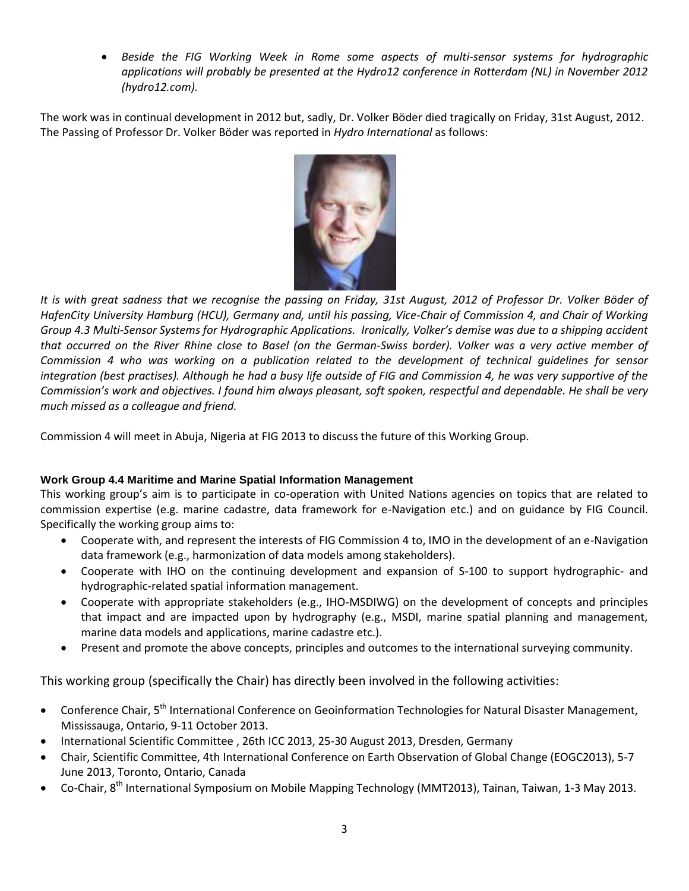- *Beside the FIG Working Week in Rome some aspects of multi-sensor systems for hydrographic applications will probably be presented at the Hydro12 conference in Rotterdam (NL) in November 2012 (hydro12.com).*

The work was in continual development in 2012 but, sadly, Dr. Volker Böder died tragically on Friday, 31st August, 2012. The Passing of Professor Dr. Volker Böder was reported in *Hydro International* as follows:

*It is with great sadness that we recognise the passing on Friday, 31st August, 2012 of Professor Dr. Volker Böder of HafenCity University Hamburg (HCU), Germany and, until his passing, Vice-Chair of Commission 4, and Chair of Working Group 4.3 Multi-Sensor Systems for Hydrographic Applications. Ironically, Volker's demise was due to a shipping accident that occurred on the River Rhine close to Basel (on the German-Swiss border). Volker was a very active member of Commission 4 who was working on a publication related to the development of technical guidelines for sensor integration (best practises). Although he had a busy life outside of FIG and Commission 4, he was very supportive of the Commission's work and objectives. I found him always pleasant, soft spoken, respectful and dependable. He shall be very much missed as a colleague and friend.*

Commission 4 will meet in Abuja, Nigeria at FIG 2013 to discuss the future of this Working Group.

#### Work Group 4.4 Maritime and Marine Spatial Information Management

This working group's aim is to participate in co-operation with United Nations agencies on topics that are related to commission expertise (e.g. marine cadastre, data framework for e-Navigation etc.) and on guidance by FIG Council. Specifically the working group aims to:

- Cooperate with, and represent the interests of FIG Commission 4 to, IMO in the development of an e-Navigation data framework (e.g., harmonization of data models among stakeholders).
- Cooperate with IHO on the continuing development and expansion of S-100 to support hydrographic- and hydrographic-related spatial information management.
- Cooperate with appropriate stakeholders (e.g., IHO-MSDIWG) on the development of concepts and principles that impact and are impacted upon by hydrography (e.g., MSDI, marine spatial planning and management, marine data models and applications, marine cadastre etc.).
- Present and promote the above concepts, principles and outcomes to the international surveying community.

This working group (specifically the Chair) has directly been involved in the following activities:

- Conference Chair, 5th International Conference on Geoinformation Technologies for Natural Disaster Management, Mississauga, Ontario, 9-11 October 2013.
- International Scientific Committee , 26th ICC 2013, 25-30 August 2013, Dresden, Germany
- Chair, Scientific Committee, 4th International Conference on Earth Observation of Global Change (EOGC2013), 5-7 June 2013, Toronto, Ontario, Canada
- Co-Chair, 8th International Symposium on Mobile Mapping Technology (MMT2013), Tainan, Taiwan, 1-3 May 2013.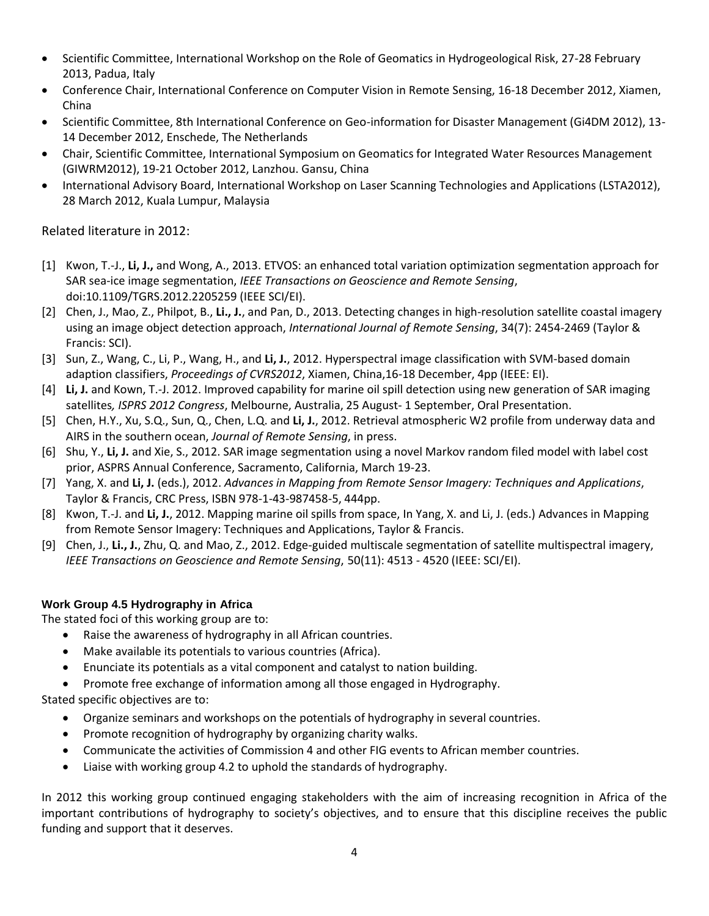- Scientific Committee, International Workshop on the Role of Geomatics in Hydrogeological Risk, 27-28 February 2013, Padua, Italy
- Conference Chair, International Conference on Computer Vision in Remote Sensing, 16-18 December 2012, Xiamen, China
- Scientific Committee, 8th International Conference on Geo-information for Disaster Management (Gi4DM 2012), 13-14 December 2012, Enschede, The Netherlands
- Chair, Scientific Committee, International Symposium on Geomatics for Integrated Water Resources Management (GIWRM2012), 19-21 October 2012, Lanzhou. Gansu, China
- International Advisory Board, International Workshop on Laser Scanning Technologies and Applications (LSTA2012), 28 March 2012, Kuala Lumpur, Malaysia

Related literature in 2012:

[1] Kwon, T.-J., **Li, J.,** and Wong, A., 2013. ETVOS: an enhanced total variation optimization segmentation approach for SAR sea-ice image segmentation, *IEEE Transactions on Geoscience and Remote Sensing*, doi:10.1109/TGRS.2012.2205259 (IEEE SCI/EI).

[2] Chen, J., Mao, Z., Philpot, B., **Li., J.**, and Pan, D., 2013. Detecting changes in high-resolution satellite coastal imagery using an image object detection approach, *International Journal of Remote Sensing*, 34(7): 2454-2469 (Taylor & Francis: SCI).

[3] Sun, Z., Wang, C., Li, P., Wang, H., and **Li, J.**, 2012. Hyperspectral image classification with SVM-based domain adaption classifiers, *Proceedings of CVRS2012*, Xiamen, China,16-18 December, 4pp (IEEE: EI).

[4] **Li, J.** and Kown, T.-J. 2012. Improved capability for marine oil spill detection using new generation of SAR imaging satellites*, ISPRS 2012 Congress*, Melbourne, Australia, 25 August- 1 September, Oral Presentation.

[5] Chen, H.Y., Xu, S.Q., Sun, Q., Chen, L.Q. and **Li, J.**, 2012. Retrieval atmospheric W2 profile from underway data and AIRS in the southern ocean, *Journal of Remote Sensing*, in press.

[6] Shu, Y., **Li, J.** and Xie, S., 2012. SAR image segmentation using a novel Markov random filed model with label cost prior, ASPRS Annual Conference, Sacramento, California, March 19-23.

[7] Yang, X. and **Li, J.** (eds.), 2012. *Advances in Mapping from Remote Sensor Imagery: Techniques and Applications*, Taylor & Francis, CRC Press, ISBN 978-1-43-987458-5, 444pp.

[8] Kwon, T.-J. and **Li, J.**, 2012. Mapping marine oil spills from space, In Yang, X. and Li, J. (eds.) Advances in Mapping from Remote Sensor Imagery: Techniques and Applications, Taylor & Francis.

[9] Chen, J., **Li., J.**, Zhu, Q. and Mao, Z., 2012. Edge-guided multiscale segmentation of satellite multispectral imagery, *IEEE Transactions on Geoscience and Remote Sensing*, 50(11): 4513 - 4520 (IEEE: SCI/EI).

### Work Group 4.5 Hydrography in Africa

The stated foci of this working group are to:

- Raise the awareness of hydrography in all African countries.
- Make available its potentials to various countries (Africa).
- Enunciate its potentials as a vital component and catalyst to nation building.
- Promote free exchange of information among all those engaged in Hydrography.

Stated specific objectives are to:

- Organize seminars and workshops on the potentials of hydrography in several countries.
- Promote recognition of hydrography by organizing charity walks.
- Communicate the activities of Commission 4 and other FIG events to African member countries.
- Liaise with working group 4.2 to uphold the standards of hydrography.

In 2012 this working group continued engaging stakeholders with the aim of increasing recognition in Africa of the important contributions of hydrography to society's objectives, and to ensure that this discipline receives the public funding and support that it deserves.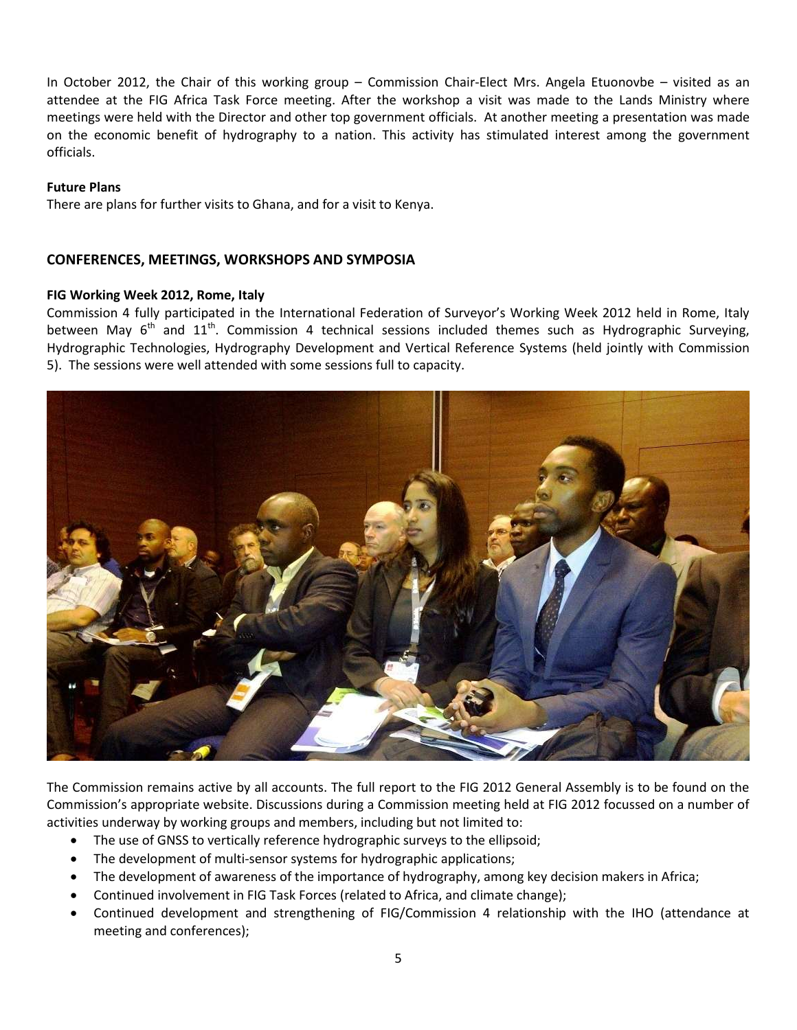In October 2012, the Chair of this working group – Commission Chair-Elect Mrs. Angela Etuonovbe – visited as an attendee at the FIG Africa Task Force meeting. After the workshop a visit was made to the Lands Ministry where meetings were held with the Director and other top government officials. At another meeting a presentation was made on the economic benefit of hydrography to a nation. This activity has stimulated interest among the government officials.

**Future Plans**

There are plans for further visits to Ghana, and for a visit to Kenya.

## CONFERENCES, MEETINGS, WORKSHOPS AND SYMPOSIA

**FIG Working Week 2012, Rome, Italy**

Commission 4 fully participated in the International Federation of Surveyor's Working Week 2012 held in Rome, Italy between May 6th and 11th. Commission 4 technical sessions included themes such as Hydrographic Surveying, Hydrographic Technologies, Hydrography Development and Vertical Reference Systems (held jointly with Commission 5). The sessions were well attended with some sessions full to capacity.

The Commission remains active by all accounts. The full report to the FIG 2012 General Assembly is to be found on the Commission's appropriate website. Discussions during a Commission meeting held at FIG 2012 focussed on a number of activities underway by working groups and members, including but not limited to:

- The use of GNSS to vertically reference hydrographic surveys to the ellipsoid;
- The development of multi-sensor systems for hydrographic applications;
- The development of awareness of the importance of hydrography, among key decision makers in Africa;
- Continued involvement in FIG Task Forces (related to Africa, and climate change);
- Continued development and strengthening of FIG/Commission 4 relationship with the IHO (attendance at meeting and conferences);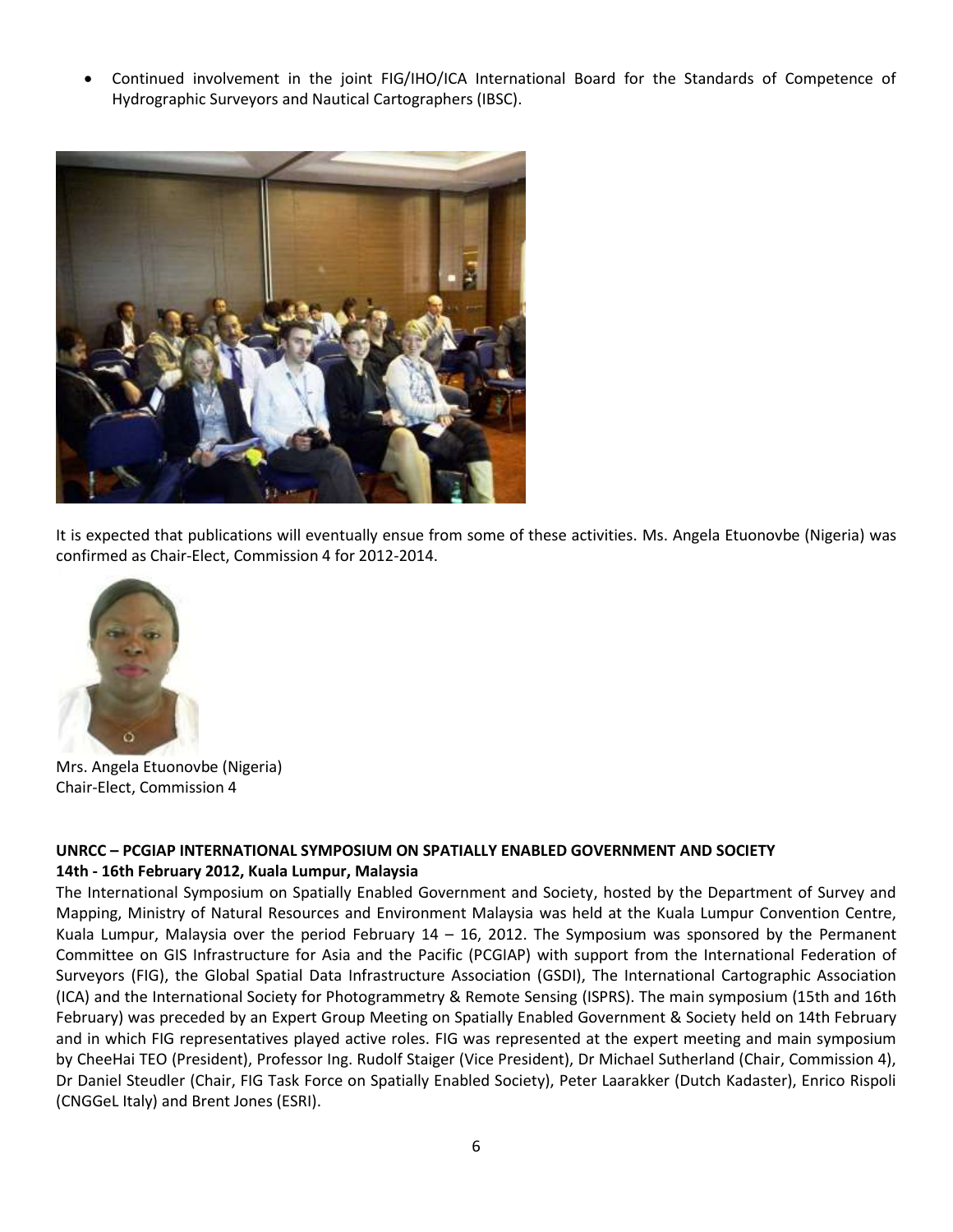- Continued involvement in the joint FIG/IHO/ICA International Board for the Standards of Competence of Hydrographic Surveyors and Nautical Cartographers (IBSC).

It is expected that publications will eventually ensue from some of these activities. Ms. Angela Etuonovbe (Nigeria) was confirmed as Chair-Elect, Commission 4 for 2012-2014.

Mrs. Angela Etuonovbe (Nigeria)
Chair-Elect, Commission 4

**UNRCC – PCGIAP INTERNATIONAL SYMPOSIUM ON SPATIALLY ENABLED GOVERNMENT AND SOCIETY**
**14th - 16th February 2012, Kuala Lumpur, Malaysia**

The International Symposium on Spatially Enabled Government and Society, hosted by the Department of Survey and Mapping, Ministry of Natural Resources and Environment Malaysia was held at the Kuala Lumpur Convention Centre, Kuala Lumpur, Malaysia over the period February 14 – 16, 2012. The Symposium was sponsored by the Permanent Committee on GIS Infrastructure for Asia and the Pacific (PCGIAP) with support from the International Federation of Surveyors (FIG), the Global Spatial Data Infrastructure Association (GSDI), The International Cartographic Association (ICA) and the International Society for Photogrammetry & Remote Sensing (ISPRS). The main symposium (15th and 16th February) was preceded by an Expert Group Meeting on Spatially Enabled Government & Society held on 14th February and in which FIG representatives played active roles. FIG was represented at the expert meeting and main symposium by CheeHai TEO (President), Professor Ing. Rudolf Staiger (Vice President), Dr Michael Sutherland (Chair, Commission 4), Dr Daniel Steudler (Chair, FIG Task Force on Spatially Enabled Society), Peter Laarakker (Dutch Kadaster), Enrico Rispoli (CNGGeL Italy) and Brent Jones (ESRI).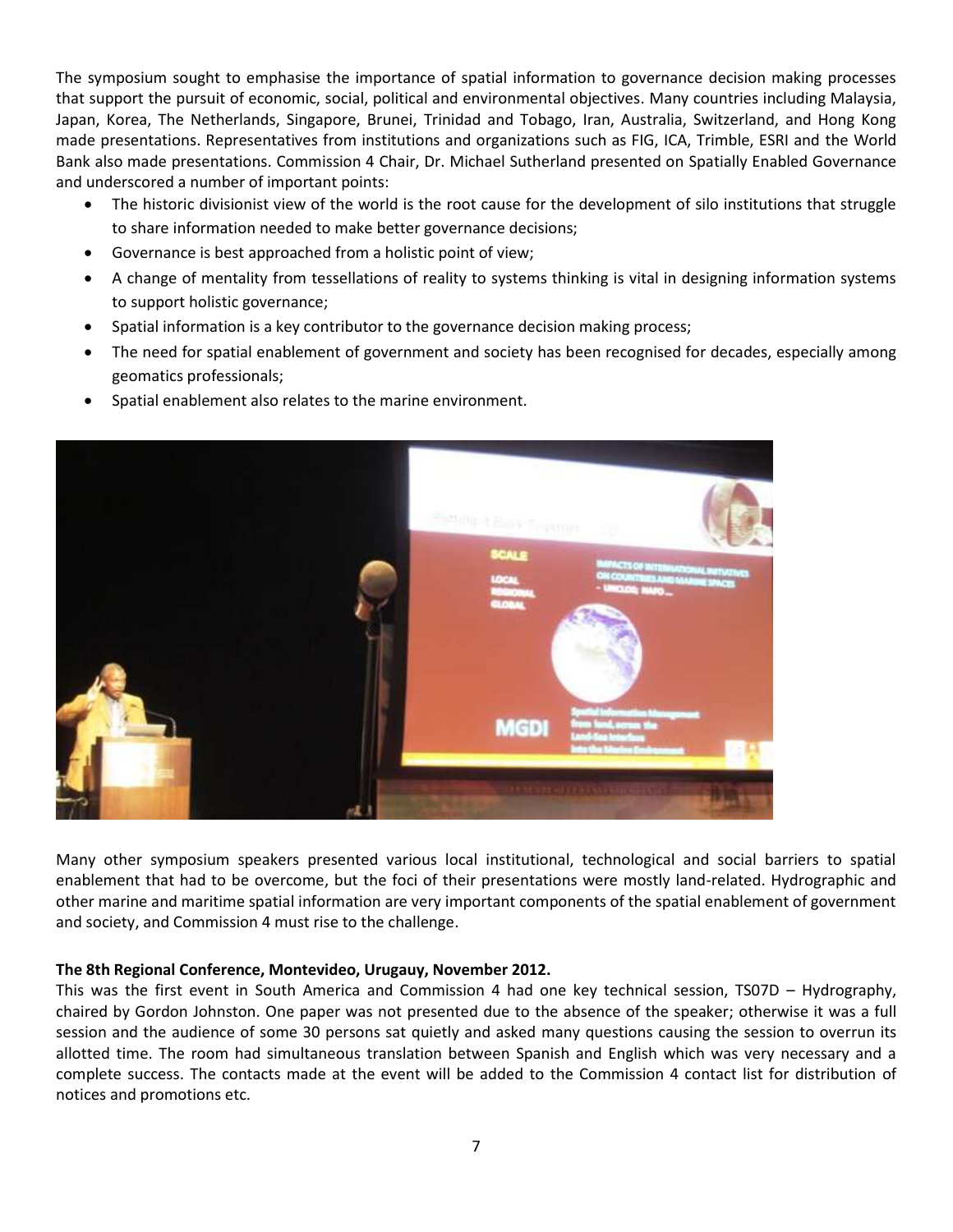The symposium sought to emphasise the importance of spatial information to governance decision making processes that support the pursuit of economic, social, political and environmental objectives. Many countries including Malaysia, Japan, Korea, The Netherlands, Singapore, Brunei, Trinidad and Tobago, Iran, Australia, Switzerland, and Hong Kong made presentations. Representatives from institutions and organizations such as FIG, ICA, Trimble, ESRI and the World Bank also made presentations. Commission 4 Chair, Dr. Michael Sutherland presented on Spatially Enabled Governance and underscored a number of important points:

- The historic divisionist view of the world is the root cause for the development of silo institutions that struggle to share information needed to make better governance decisions;
- Governance is best approached from a holistic point of view;
- A change of mentality from tessellations of reality to systems thinking is vital in designing information systems to support holistic governance;
- Spatial information is a key contributor to the governance decision making process;
- The need for spatial enablement of government and society has been recognised for decades, especially among geomatics professionals;
- Spatial enablement also relates to the marine environment.

Many other symposium speakers presented various local institutional, technological and social barriers to spatial enablement that had to be overcome, but the foci of their presentations were mostly land-related. Hydrographic and other marine and maritime spatial information are very important components of the spatial enablement of government and society, and Commission 4 must rise to the challenge.

**The 8th Regional Conference, Montevideo, Urugauy, November 2012.**

This was the first event in South America and Commission 4 had one key technical session, TS07D – Hydrography, chaired by Gordon Johnston. One paper was not presented due to the absence of the speaker; otherwise it was a full session and the audience of some 30 persons sat quietly and asked many questions causing the session to overrun its allotted time. The room had simultaneous translation between Spanish and English which was very necessary and a complete success. The contacts made at the event will be added to the Commission 4 contact list for distribution of notices and promotions etc.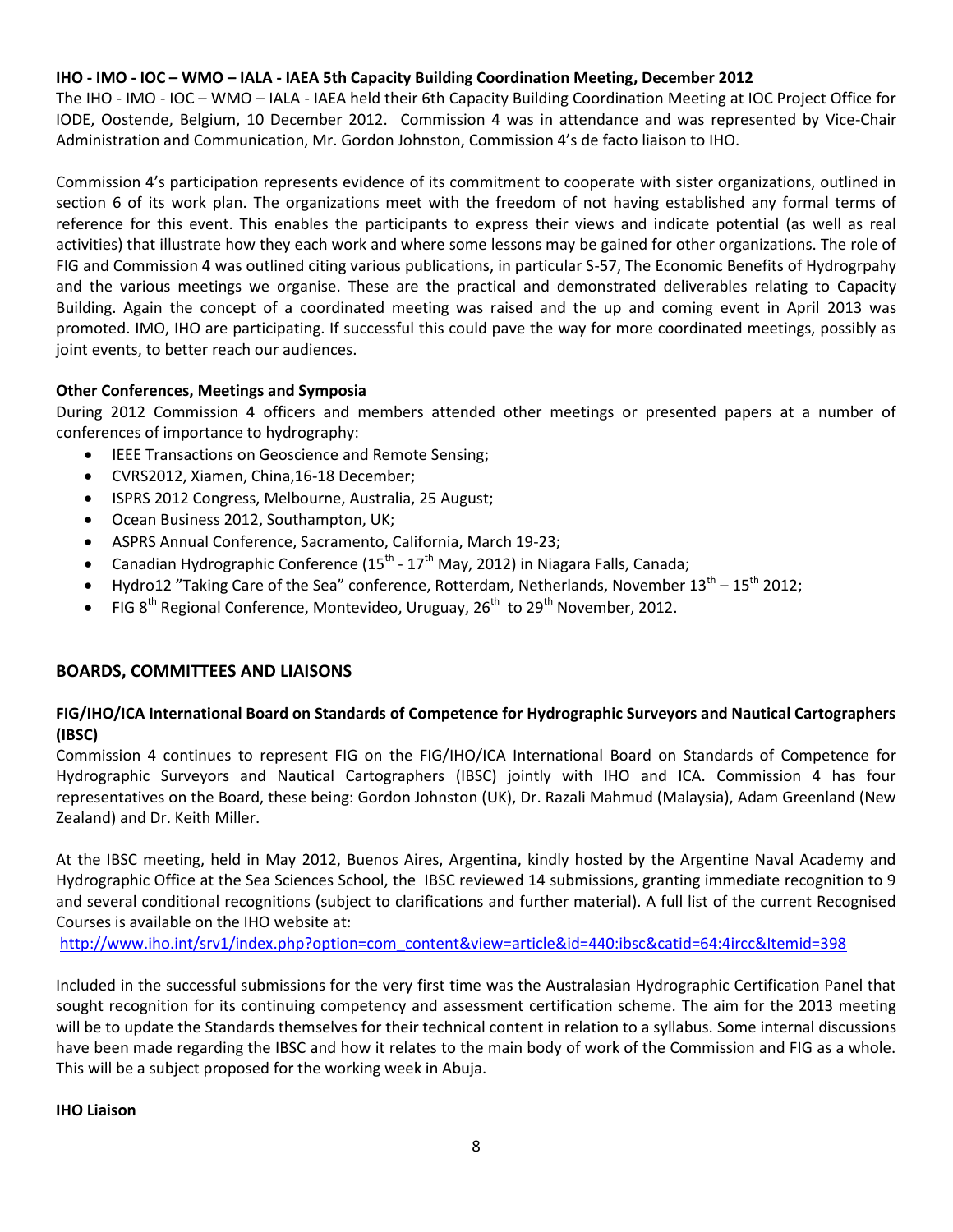**IHO - IMO - IOC – WMO – IALA - IAEA 5th Capacity Building Coordination Meeting, December 2012**

The IHO - IMO - IOC – WMO – IALA - IAEA held their 6th Capacity Building Coordination Meeting at IOC Project Office for IODE, Oostende, Belgium, 10 December 2012. Commission 4 was in attendance and was represented by Vice-Chair Administration and Communication, Mr. Gordon Johnston, Commission 4's de facto liaison to IHO.

Commission 4's participation represents evidence of its commitment to cooperate with sister organizations, outlined in section 6 of its work plan. The organizations meet with the freedom of not having established any formal terms of reference for this event. This enables the participants to express their views and indicate potential (as well as real activities) that illustrate how they each work and where some lessons may be gained for other organizations. The role of FIG and Commission 4 was outlined citing various publications, in particular S-57, The Economic Benefits of Hydrogrpahy and the various meetings we organise. These are the practical and demonstrated deliverables relating to Capacity Building. Again the concept of a coordinated meeting was raised and the up and coming event in April 2013 was promoted. IMO, IHO are participating. If successful this could pave the way for more coordinated meetings, possibly as joint events, to better reach our audiences.

**Other Conferences, Meetings and Symposia**

During 2012 Commission 4 officers and members attended other meetings or presented papers at a number of conferences of importance to hydrography:

- IEEE Transactions on Geoscience and Remote Sensing;
- CVRS2012, Xiamen, China,16-18 December;
- ISPRS 2012 Congress, Melbourne, Australia, 25 August;
- Ocean Business 2012, Southampton, UK;
- ASPRS Annual Conference, Sacramento, California, March 19-23;
- Canadian Hydrographic Conference (15th - 17th May, 2012) in Niagara Falls, Canada;
- Hydro12 "Taking Care of the Sea" conference, Rotterdam, Netherlands, November 13th – 15th 2012;
- FIG 8th Regional Conference, Montevideo, Uruguay, 26th to 29th November, 2012.

## BOARDS, COMMITTEES AND LIAISONS

**FIG/IHO/ICA International Board on Standards of Competence for Hydrographic Surveyors and Nautical Cartographers (IBSC)**

Commission 4 continues to represent FIG on the FIG/IHO/ICA International Board on Standards of Competence for Hydrographic Surveyors and Nautical Cartographers (IBSC) jointly with IHO and ICA. Commission 4 has four representatives on the Board, these being: Gordon Johnston (UK), Dr. Razali Mahmud (Malaysia), Adam Greenland (New Zealand) and Dr. Keith Miller.

At the IBSC meeting, held in May 2012, Buenos Aires, Argentina, kindly hosted by the Argentine Naval Academy and Hydrographic Office at the Sea Sciences School, the IBSC reviewed 14 submissions, granting immediate recognition to 9 and several conditional recognitions (subject to clarifications and further material). A full list of the current Recognised Courses is available on the IHO website at:
http://www.iho.int/srv1/index.php?option=com_content&view=article&id=440:ibsc&catid=64:4ircc&Itemid=398

Included in the successful submissions for the very first time was the Australasian Hydrographic Certification Panel that sought recognition for its continuing competency and assessment certification scheme. The aim for the 2013 meeting will be to update the Standards themselves for their technical content in relation to a syllabus. Some internal discussions have been made regarding the IBSC and how it relates to the main body of work of the Commission and FIG as a whole. This will be a subject proposed for the working week in Abuja.

**IHO Liaison**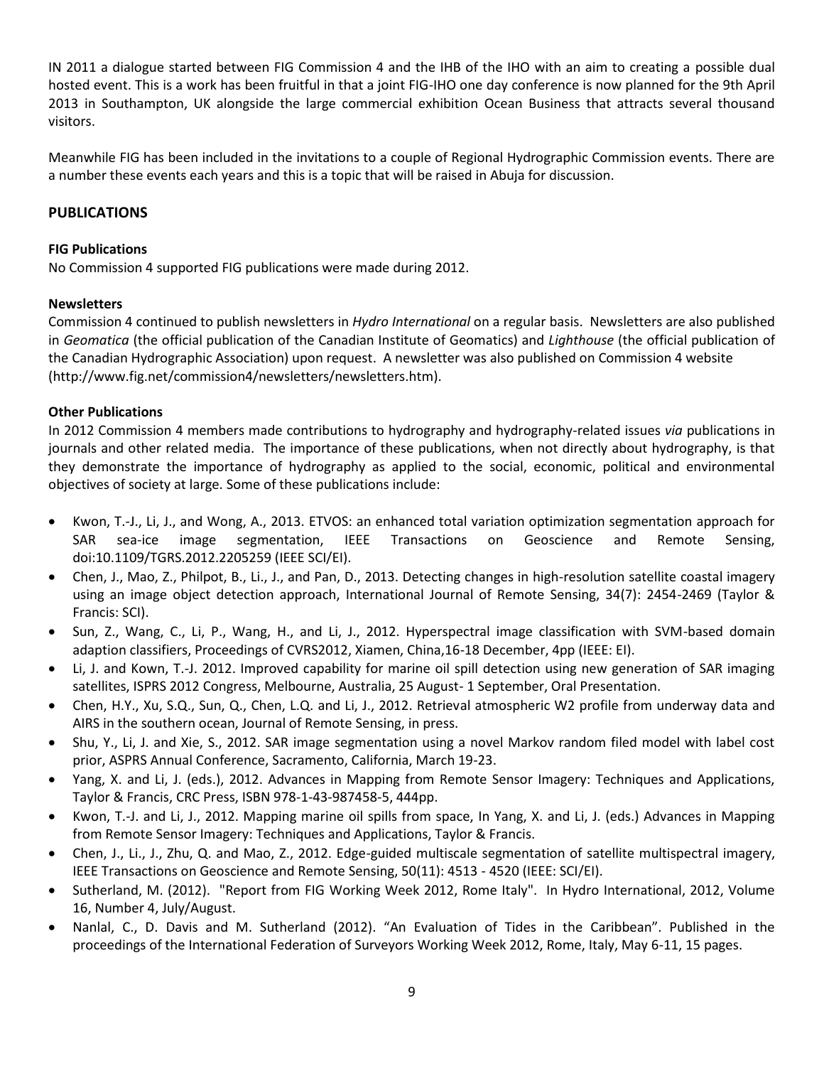IN 2011 a dialogue started between FIG Commission 4 and the IHB of the IHO with an aim to creating a possible dual hosted event. This is a work has been fruitful in that a joint FIG-IHO one day conference is now planned for the 9th April 2013 in Southampton, UK alongside the large commercial exhibition Ocean Business that attracts several thousand visitors.

Meanwhile FIG has been included in the invitations to a couple of Regional Hydrographic Commission events. There are a number these events each years and this is a topic that will be raised in Abuja for discussion.

## PUBLICATIONS

### FIG Publications

No Commission 4 supported FIG publications were made during 2012.

### Newsletters

Commission 4 continued to publish newsletters in *Hydro International* on a regular basis. Newsletters are also published in *Geomatica* (the official publication of the Canadian Institute of Geomatics) and *Lighthouse* (the official publication of the Canadian Hydrographic Association) upon request. A newsletter was also published on Commission 4 website (http://www.fig.net/commission4/newsletters/newsletters.htm).

### Other Publications

In 2012 Commission 4 members made contributions to hydrography and hydrography-related issues *via* publications in journals and other related media. The importance of these publications, when not directly about hydrography, is that they demonstrate the importance of hydrography as applied to the social, economic, political and environmental objectives of society at large. Some of these publications include:

- Kwon, T.-J., Li, J., and Wong, A., 2013. ETVOS: an enhanced total variation optimization segmentation approach for SAR sea-ice image segmentation, IEEE Transactions on Geoscience and Remote Sensing, doi:10.1109/TGRS.2012.2205259 (IEEE SCI/EI).
- Chen, J., Mao, Z., Philpot, B., Li., J., and Pan, D., 2013. Detecting changes in high-resolution satellite coastal imagery using an image object detection approach, International Journal of Remote Sensing, 34(7): 2454-2469 (Taylor & Francis: SCI).
- Sun, Z., Wang, C., Li, P., Wang, H., and Li, J., 2012. Hyperspectral image classification with SVM-based domain adaption classifiers, Proceedings of CVRS2012, Xiamen, China,16-18 December, 4pp (IEEE: EI).
- Li, J. and Kown, T.-J. 2012. Improved capability for marine oil spill detection using new generation of SAR imaging satellites, ISPRS 2012 Congress, Melbourne, Australia, 25 August- 1 September, Oral Presentation.
- Chen, H.Y., Xu, S.Q., Sun, Q., Chen, L.Q. and Li, J., 2012. Retrieval atmospheric W2 profile from underway data and AIRS in the southern ocean, Journal of Remote Sensing, in press.
- Shu, Y., Li, J. and Xie, S., 2012. SAR image segmentation using a novel Markov random filed model with label cost prior, ASPRS Annual Conference, Sacramento, California, March 19-23.
- Yang, X. and Li, J. (eds.), 2012. Advances in Mapping from Remote Sensor Imagery: Techniques and Applications, Taylor & Francis, CRC Press, ISBN 978-1-43-987458-5, 444pp.
- Kwon, T.-J. and Li, J., 2012. Mapping marine oil spills from space, In Yang, X. and Li, J. (eds.) Advances in Mapping from Remote Sensor Imagery: Techniques and Applications, Taylor & Francis.
- Chen, J., Li., J., Zhu, Q. and Mao, Z., 2012. Edge-guided multiscale segmentation of satellite multispectral imagery, IEEE Transactions on Geoscience and Remote Sensing, 50(11): 4513 - 4520 (IEEE: SCI/EI).
- Sutherland, M. (2012). "Report from FIG Working Week 2012, Rome Italy". In Hydro International, 2012, Volume 16, Number 4, July/August.
- Nanlal, C., D. Davis and M. Sutherland (2012). "An Evaluation of Tides in the Caribbean". Published in the proceedings of the International Federation of Surveyors Working Week 2012, Rome, Italy, May 6-11, 15 pages.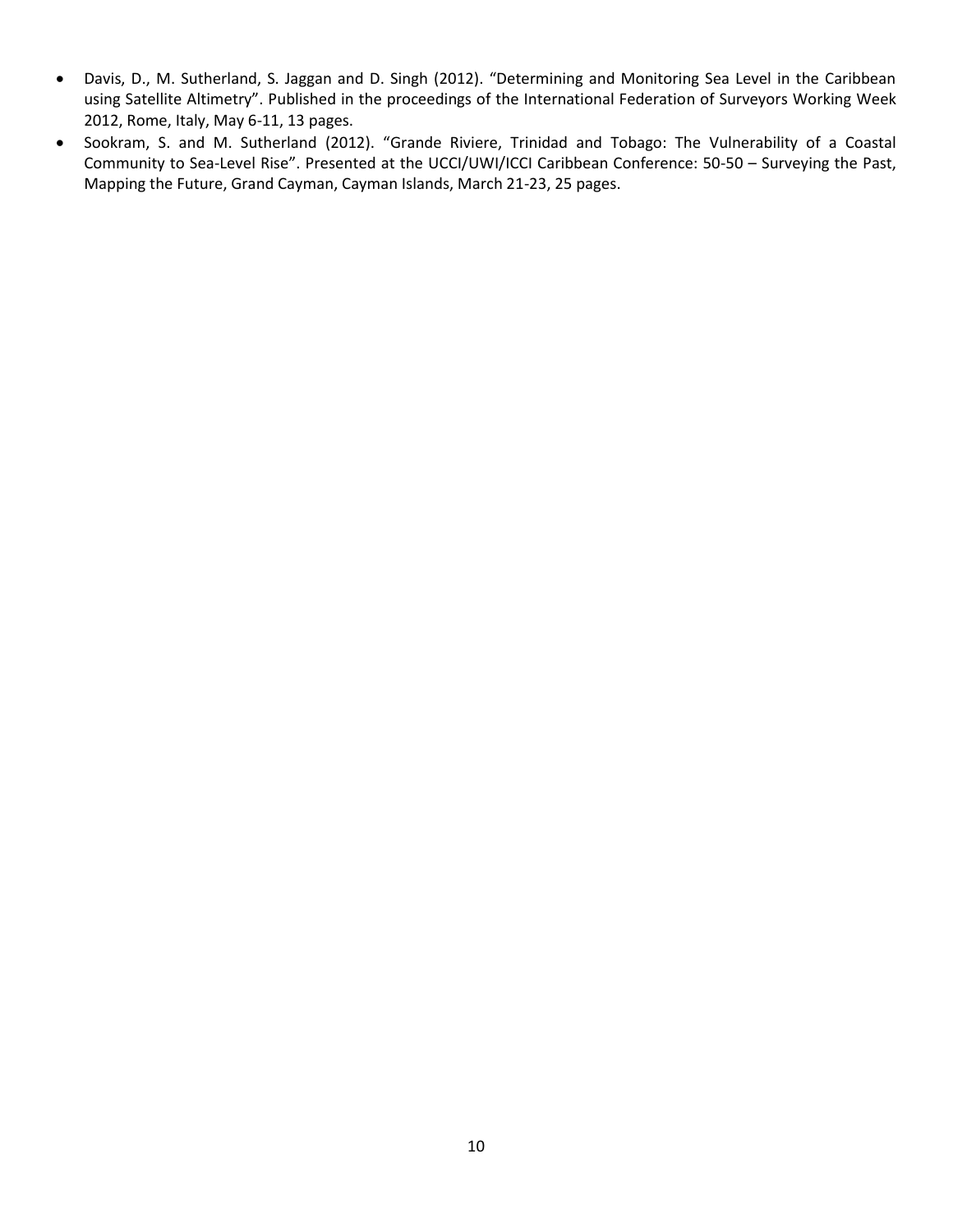- Davis, D., M. Sutherland, S. Jaggan and D. Singh (2012). "Determining and Monitoring Sea Level in the Caribbean using Satellite Altimetry". Published in the proceedings of the International Federation of Surveyors Working Week 2012, Rome, Italy, May 6-11, 13 pages.
- Sookram, S. and M. Sutherland (2012). "Grande Riviere, Trinidad and Tobago: The Vulnerability of a Coastal Community to Sea-Level Rise". Presented at the UCCI/UWI/ICCI Caribbean Conference: 50-50 – Surveying the Past, Mapping the Future, Grand Cayman, Cayman Islands, March 21-23, 25 pages.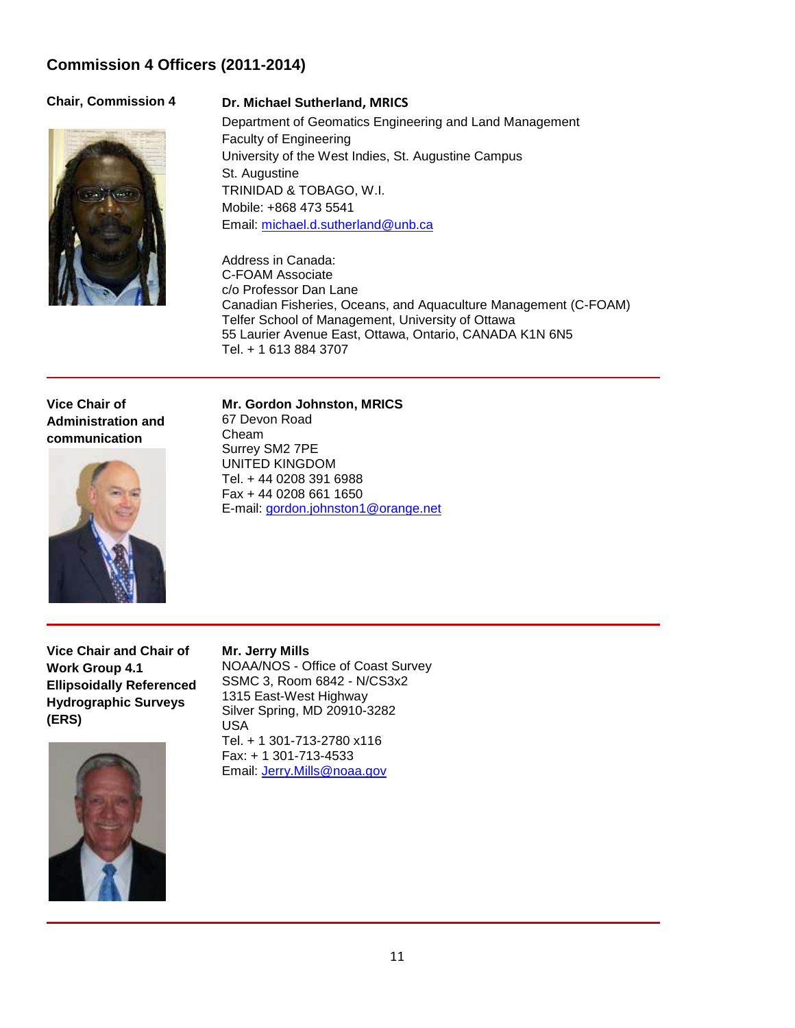## Commission 4 Officers (2011-2014)

**Chair, Commission 4**

**Dr. Michael Sutherland, MRICS**
Department of Geomatics Engineering and Land Management
Faculty of Engineering
University of the West Indies, St. Augustine Campus
St. Augustine
TRINIDAD & TOBAGO, W.I.
Mobile: +868 473 5541
Email: michael.d.sutherland@unb.ca

Address in Canada:
C-FOAM Associate
c/o Professor Dan Lane
Canadian Fisheries, Oceans, and Aquaculture Management (C-FOAM)
Telfer School of Management, University of Ottawa
55 Laurier Avenue East, Ottawa, Ontario, CANADA K1N 6N5
Tel. + 1 613 884 3707

---

**Vice Chair of Administration and communication**

**Mr. Gordon Johnston, MRICS**
67 Devon Road
Cheam
Surrey SM2 7PE
UNITED KINGDOM
Tel. + 44 0208 391 6988
Fax + 44 0208 661 1650
E-mail: gordon.johnston1@orange.net

---

**Vice Chair and Chair of Work Group 4.1 Ellipsoidally Referenced Hydrographic Surveys (ERS)**

**Mr. Jerry Mills**
NOAA/NOS - Office of Coast Survey
SSMC 3, Room 6842 - N/CS3x2
1315 East-West Highway
Silver Spring, MD 20910-3282
USA
Tel. + 1 301-713-2780 x116
Fax: + 1 301-713-4533
Email: Jerry.Mills@noaa.gov

---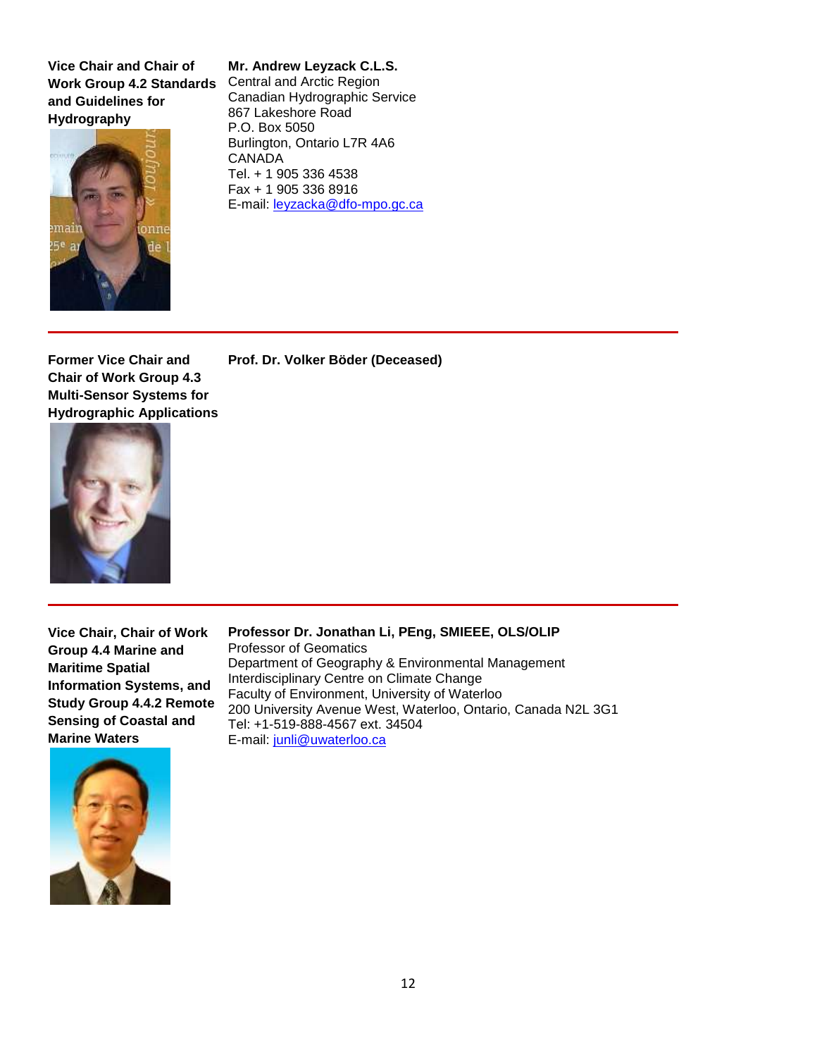**Vice Chair and Chair of Work Group 4.2 Standards and Guidelines for Hydrography**

**Mr. Andrew Leyzack C.L.S.**
Central and Arctic Region
Canadian Hydrographic Service
867 Lakeshore Road
P.O. Box 5050
Burlington, Ontario L7R 4A6
CANADA
Tel. + 1 905 336 4538
Fax + 1 905 336 8916
E-mail: leyzacka@dfo-mpo.gc.ca

---

**Former Vice Chair and Chair of Work Group 4.3 Multi-Sensor Systems for Hydrographic Applications**

**Prof. Dr. Volker Böder (Deceased)**

---

**Vice Chair, Chair of Work Group 4.4 Marine and Maritime Spatial Information Systems, and Study Group 4.4.2 Remote Sensing of Coastal and Marine Waters**

**Professor Dr. Jonathan Li, PEng, SMIEEE, OLS/OLIP**
Professor of Geomatics
Department of Geography & Environmental Management
Interdisciplinary Centre on Climate Change
Faculty of Environment, University of Waterloo
200 University Avenue West, Waterloo, Ontario, Canada N2L 3G1
Tel: +1-519-888-4567 ext. 34504
E-mail: junli@uwaterloo.ca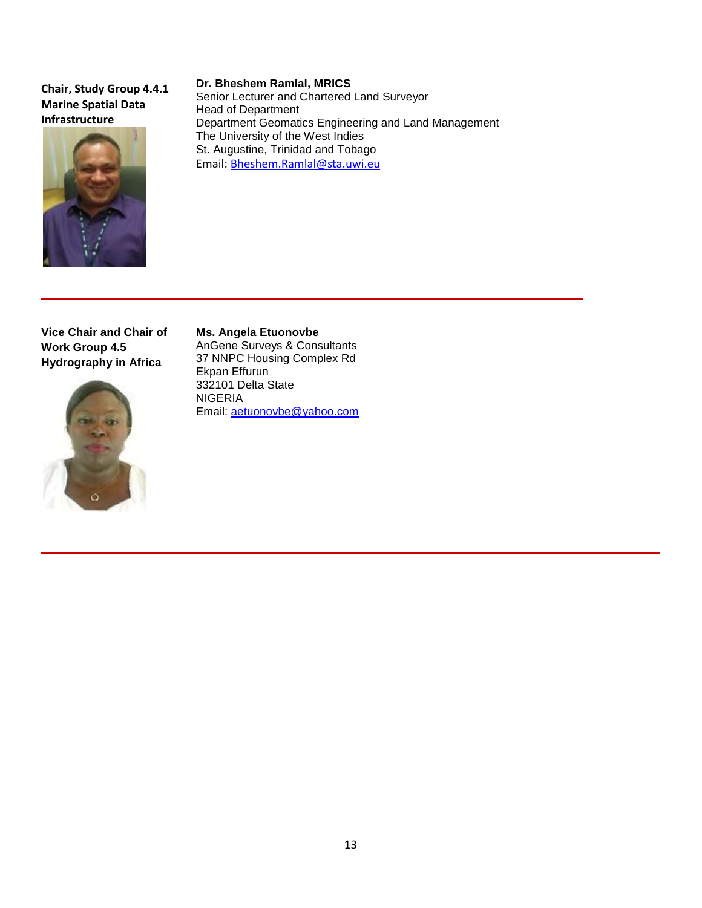**Chair, Study Group 4.4.1 Marine Spatial Data Infrastructure**

**Dr. Bheshem Ramlal, MRICS**
Senior Lecturer and Chartered Land Surveyor
Head of Department
Department Geomatics Engineering and Land Management
The University of the West Indies
St. Augustine, Trinidad and Tobago
Email: Bheshem.Ramlal@sta.uwi.eu

---

**Vice Chair and Chair of Work Group 4.5 Hydrography in Africa**

**Ms. Angela Etuonovbe**
AnGene Surveys & Consultants
37 NNPC Housing Complex Rd
Ekpan Effurun
332101 Delta State
NIGERIA
Email: aetuonovbe@yahoo.com

---